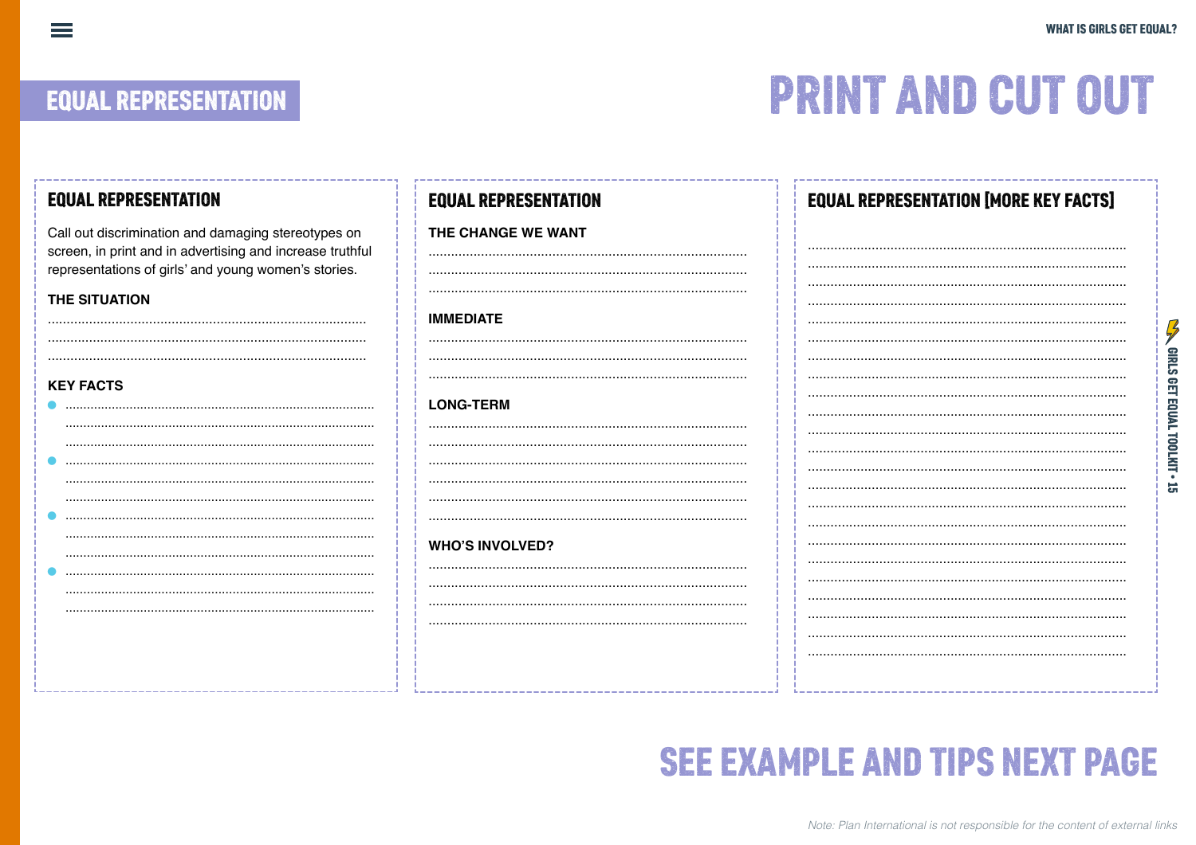## EQUAL REPRESENTATION

# PRINT AND CUT OUT

### EQUAL REPRESENTATION

Call out discrimination and damaging stereotypes on screen, in print and in advertising and increase truthful representations of girls' and young women's stories.

**THE SITUATION**

....................................................................................

....................................................................................

....................................................................................

**KEY FACTS**

- ....................................................................................
  ....................................................................................
  ....................................................................................
- ....................................................................................
  ....................................................................................
  ....................................................................................
- ....................................................................................
  ....................................................................................
  ....................................................................................
- ....................................................................................
  ....................................................................................
  ....................................................................................

### EQUAL REPRESENTATION

**THE CHANGE WE WANT**

....................................................................................

....................................................................................

....................................................................................

**IMMEDIATE**

....................................................................................

....................................................................................

....................................................................................

**LONG-TERM**

....................................................................................

....................................................................................

....................................................................................

....................................................................................

....................................................................................

....................................................................................

**WHO'S INVOLVED?**

....................................................................................

....................................................................................

....................................................................................

....................................................................................

### EQUAL REPRESENTATION [MORE KEY FACTS]

....................................................................................

....................................................................................

....................................................................................

....................................................................................

....................................................................................

....................................................................................

....................................................................................

....................................................................................

....................................................................................

....................................................................................

....................................................................................

....................................................................................

....................................................................................

....................................................................................

....................................................................................

....................................................................................

....................................................................................

....................................................................................

....................................................................................

....................................................................................

....................................................................................

....................................................................................

## SEE EXAMPLE AND TIPS NEXT PAGE

*Note: Plan International is not responsible for the content of external links*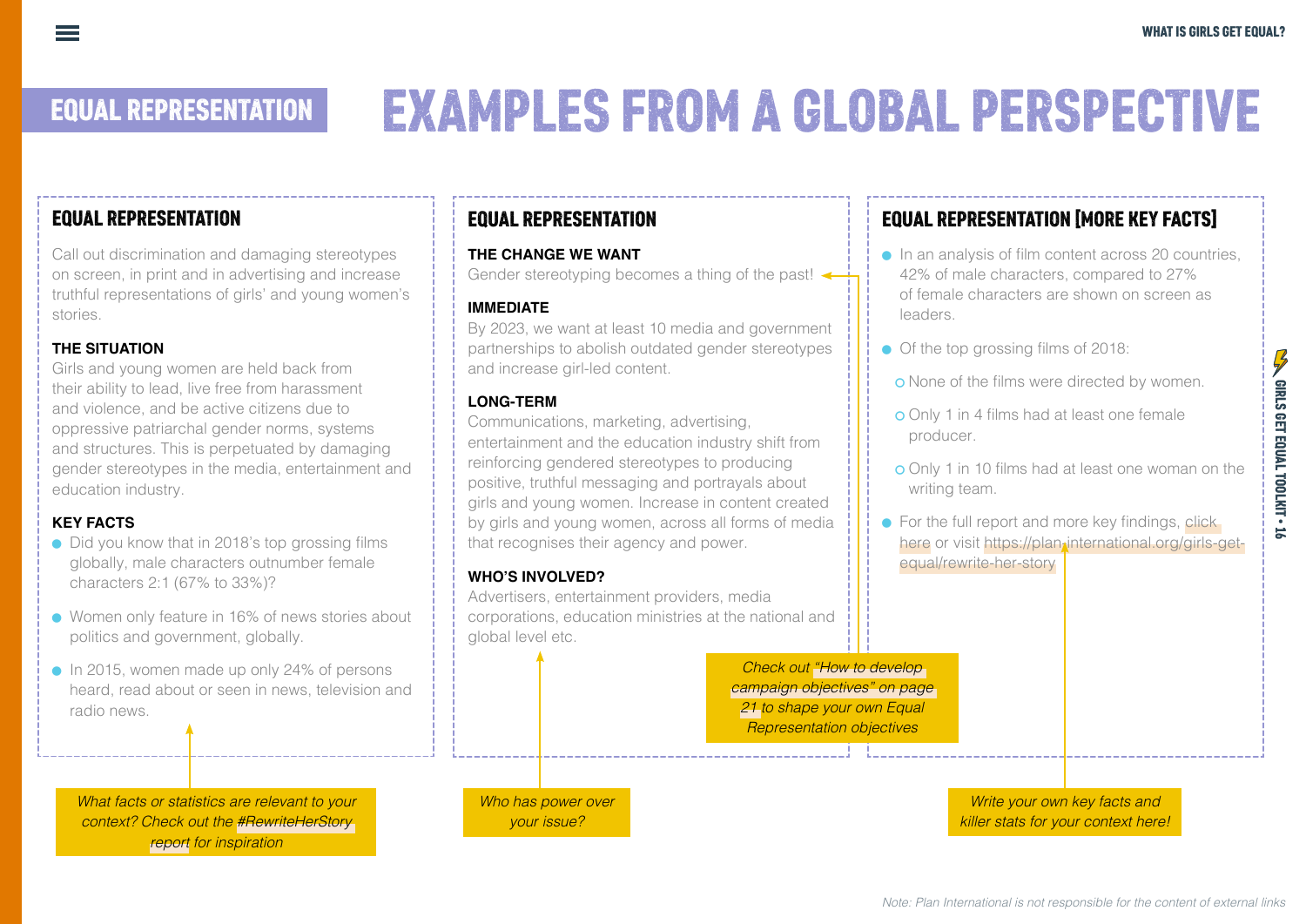# EQUAL REPRESENTATION

## EXAMPLES FROM A GLOBAL PERSPECTIVE

### EQUAL REPRESENTATION

Call out discrimination and damaging stereotypes on screen, in print and in advertising and increase truthful representations of girls' and young women's stories.

**THE SITUATION**

Girls and young women are held back from their ability to lead, live free from harassment and violence, and be active citizens due to oppressive patriarchal gender norms, systems and structures. This is perpetuated by damaging gender stereotypes in the media, entertainment and education industry.

**KEY FACTS**

- Did you know that in 2018's top grossing films globally, male characters outnumber female characters 2:1 (67% to 33%)?
- Women only feature in 16% of news stories about politics and government, globally.
- In 2015, women made up only 24% of persons heard, read about or seen in news, television and radio news.

*What facts or statistics are relevant to your context? Check out the #RewriteHerStory report for inspiration*

### EQUAL REPRESENTATION

**THE CHANGE WE WANT**

Gender stereotyping becomes a thing of the past!

**IMMEDIATE**

By 2023, we want at least 10 media and government partnerships to abolish outdated gender stereotypes and increase girl-led content.

**LONG-TERM**

Communications, marketing, advertising, entertainment and the education industry shift from reinforcing gendered stereotypes to producing positive, truthful messaging and portrayals about girls and young women. Increase in content created by girls and young women, across all forms of media that recognises their agency and power.

**WHO'S INVOLVED?**

Advertisers, entertainment providers, media corporations, education ministries at the national and global level etc.

*Who has power over your issue?*

*Check out "How to develop campaign objectives" on page 21 to shape your own Equal Representation objectives*

### EQUAL REPRESENTATION [MORE KEY FACTS]

- In an analysis of film content across 20 countries, 42% of male characters, compared to 27% of female characters are shown on screen as leaders.
- Of the top grossing films of 2018:
  - None of the films were directed by women.
  - Only 1 in 4 films had at least one female producer.
  - Only 1 in 10 films had at least one woman on the writing team.
- For the full report and more key findings, click here or visit https://plan-international.org/girls-get-equal/rewrite-her-story

*Write your own key facts and killer stats for your context here!*

*Note: Plan International is not responsible for the content of external links*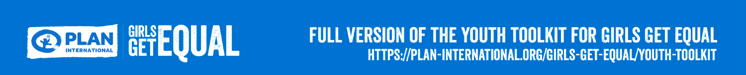PLAN INTERNATIONAL

GIRLS GET EQUAL

FULL VERSION OF THE YOUTH TOOLKIT FOR GIRLS GET EQUAL

HTTPS://PLAN-INTERNATIONAL.ORG/GIRLS-GET-EQUAL/YOUTH-TOOLKIT